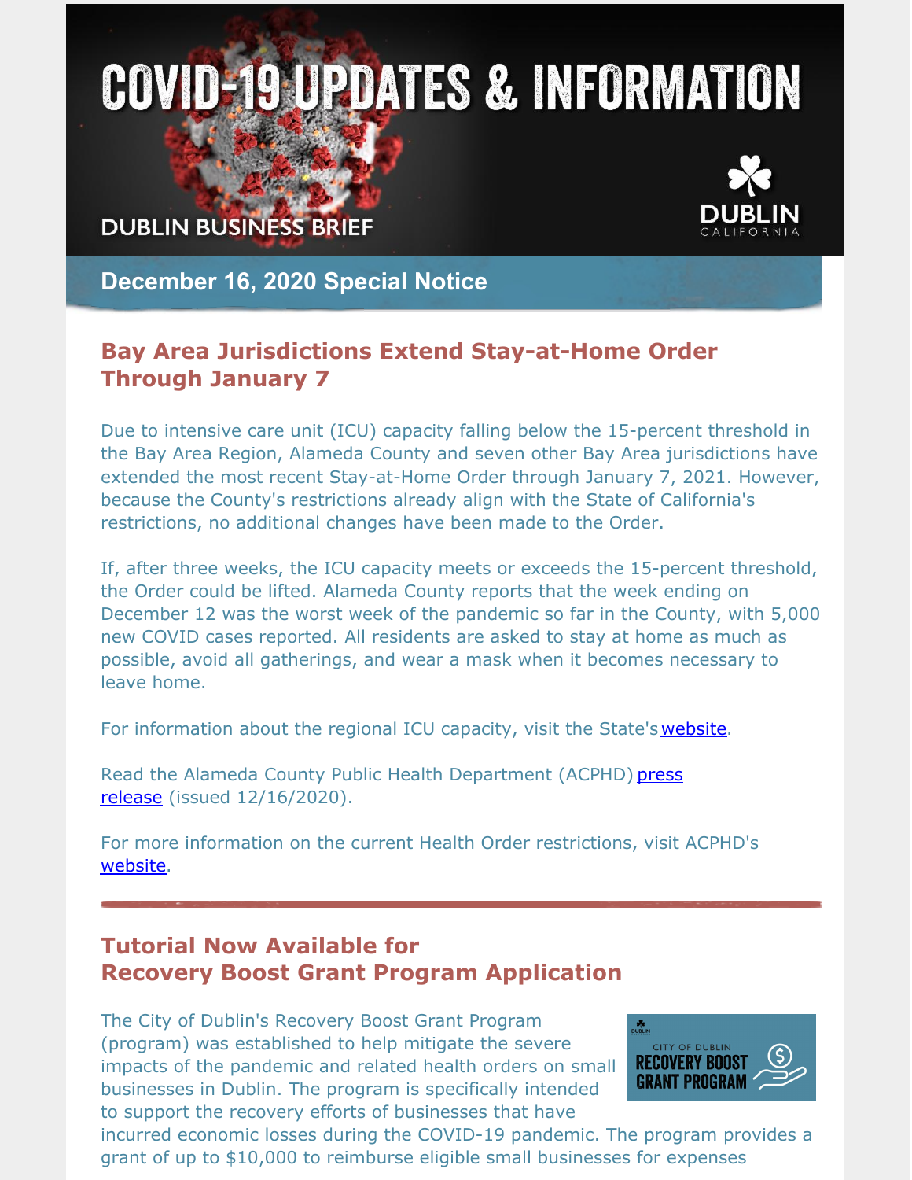# COVID-19 UPDATES & INFORMATION

DUBLIN BUSINESS BRIEF

DUBLIN CALIFORNIA

## December 16, 2020 Special Notice

### Bay Area Jurisdictions Extend Stay-at-Home Order Through January 7

Due to intensive care unit (ICU) capacity falling below the 15-percent threshold in the Bay Area Region, Alameda County and seven other Bay Area jurisdictions have extended the most recent Stay-at-Home Order through January 7, 2021. However, because the County's restrictions already align with the State of California's restrictions, no additional changes have been made to the Order.

If, after three weeks, the ICU capacity meets or exceeds the 15-percent threshold, the Order could be lifted. Alameda County reports that the week ending on December 12 was the worst week of the pandemic so far in the County, with 5,000 new COVID cases reported. All residents are asked to stay at home as much as possible, avoid all gatherings, and wear a mask when it becomes necessary to leave home.

For information about the regional ICU capacity, visit the State's website.

Read the Alameda County Public Health Department (ACPHD) press release (issued 12/16/2020).

For more information on the current Health Order restrictions, visit ACPHD's website.

---

### Tutorial Now Available for Recovery Boost Grant Program Application

CITY OF DUBLIN RECOVERY BOOST GRANT PROGRAM

The City of Dublin's Recovery Boost Grant Program (program) was established to help mitigate the severe impacts of the pandemic and related health orders on small businesses in Dublin. The program is specifically intended to support the recovery efforts of businesses that have incurred economic losses during the COVID-19 pandemic. The program provides a grant of up to $10,000 to reimburse eligible small businesses for expenses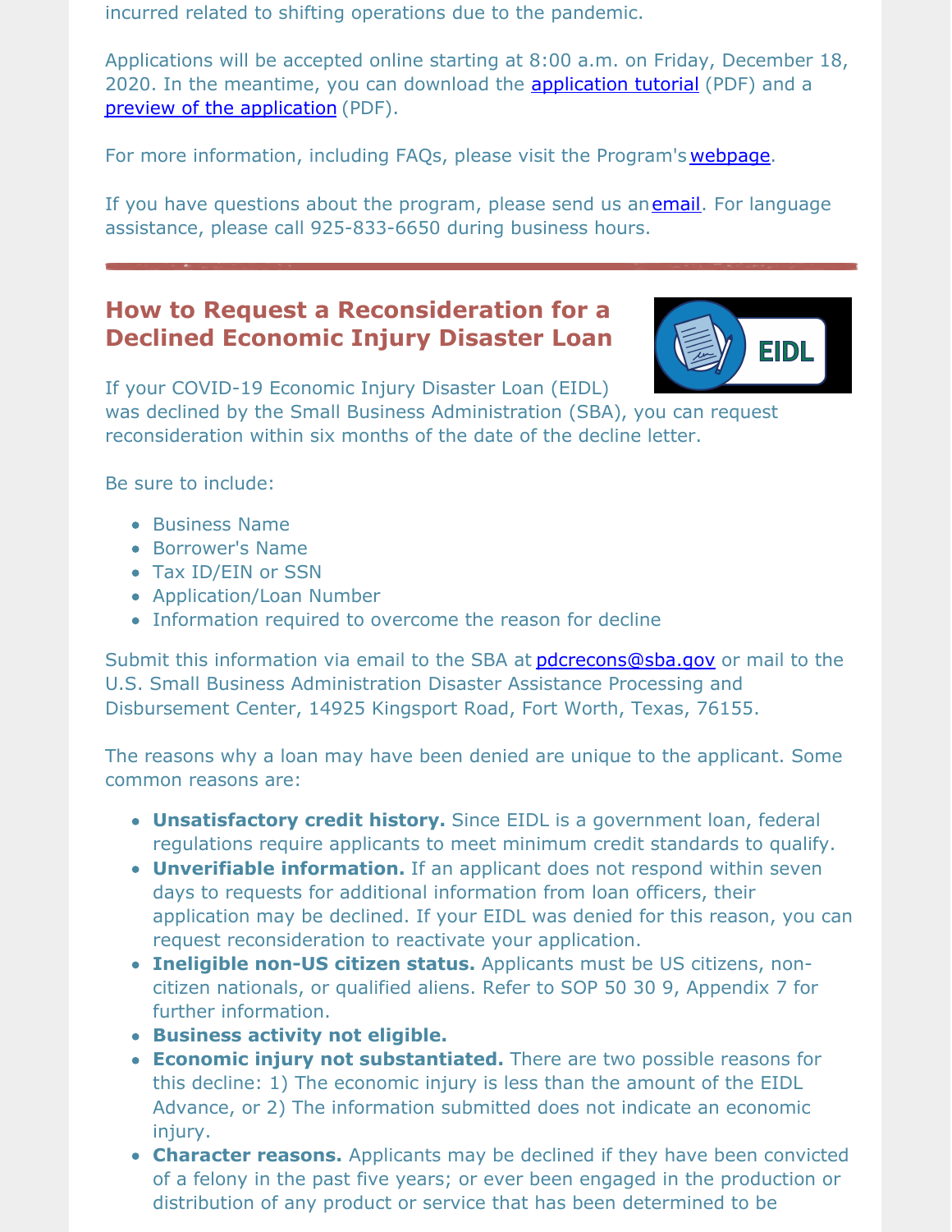incurred related to shifting operations due to the pandemic.

Applications will be accepted online starting at 8:00 a.m. on Friday, December 18, 2020. In the meantime, you can download the application tutorial (PDF) and a preview of the application (PDF).

For more information, including FAQs, please visit the Program's webpage.

If you have questions about the program, please send us an email. For language assistance, please call 925-833-6650 during business hours.

---

## How to Request a Reconsideration for a Declined Economic Injury Disaster Loan

If your COVID-19 Economic Injury Disaster Loan (EIDL) was declined by the Small Business Administration (SBA), you can request reconsideration within six months of the date of the decline letter.

Be sure to include:

- Business Name
- Borrower's Name
- Tax ID/EIN or SSN
- Application/Loan Number
- Information required to overcome the reason for decline

Submit this information via email to the SBA at pdcrecons@sba.gov or mail to the U.S. Small Business Administration Disaster Assistance Processing and Disbursement Center, 14925 Kingsport Road, Fort Worth, Texas, 76155.

The reasons why a loan may have been denied are unique to the applicant. Some common reasons are:

- **Unsatisfactory credit history.** Since EIDL is a government loan, federal regulations require applicants to meet minimum credit standards to qualify.
- **Unverifiable information.** If an applicant does not respond within seven days to requests for additional information from loan officers, their application may be declined. If your EIDL was denied for this reason, you can request reconsideration to reactivate your application.
- **Ineligible non-US citizen status.** Applicants must be US citizens, non-citizen nationals, or qualified aliens. Refer to SOP 50 30 9, Appendix 7 for further information.
- **Business activity not eligible.**
- **Economic injury not substantiated.** There are two possible reasons for this decline: 1) The economic injury is less than the amount of the EIDL Advance, or 2) The information submitted does not indicate an economic injury.
- **Character reasons.** Applicants may be declined if they have been convicted of a felony in the past five years; or ever been engaged in the production or distribution of any product or service that has been determined to be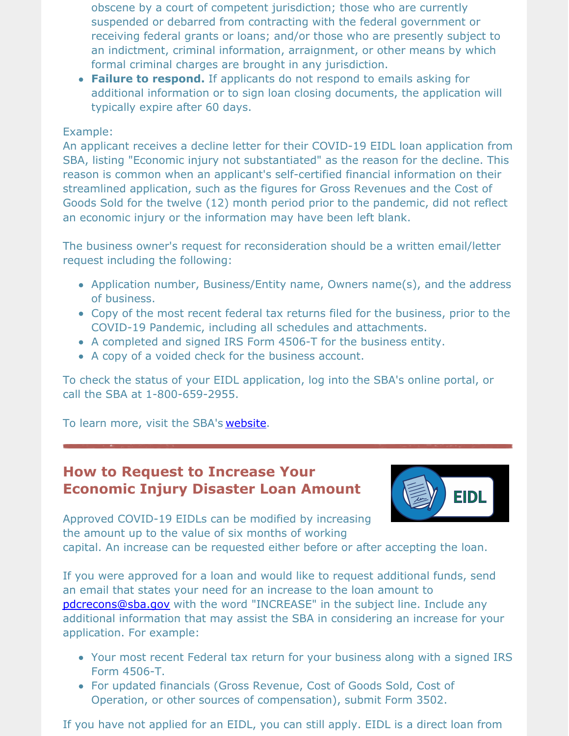obscene by a court of competent jurisdiction; those who are currently suspended or debarred from contracting with the federal government or receiving federal grants or loans; and/or those who are presently subject to an indictment, criminal information, arraignment, or other means by which formal criminal charges are brought in any jurisdiction.

- **Failure to respond.** If applicants do not respond to emails asking for additional information or to sign loan closing documents, the application will typically expire after 60 days.

Example:
An applicant receives a decline letter for their COVID-19 EIDL loan application from SBA, listing "Economic injury not substantiated" as the reason for the decline. This reason is common when an applicant's self-certified financial information on their streamlined application, such as the figures for Gross Revenues and the Cost of Goods Sold for the twelve (12) month period prior to the pandemic, did not reflect an economic injury or the information may have been left blank.

The business owner's request for reconsideration should be a written email/letter request including the following:

- Application number, Business/Entity name, Owners name(s), and the address of business.
- Copy of the most recent federal tax returns filed for the business, prior to the COVID-19 Pandemic, including all schedules and attachments.
- A completed and signed IRS Form 4506-T for the business entity.
- A copy of a voided check for the business account.

To check the status of your EIDL application, log into the SBA's online portal, or call the SBA at 1-800-659-2955.

To learn more, visit the SBA's website.

---

## How to Request to Increase Your Economic Injury Disaster Loan Amount

Approved COVID-19 EIDLs can be modified by increasing the amount up to the value of six months of working capital. An increase can be requested either before or after accepting the loan.

If you were approved for a loan and would like to request additional funds, send an email that states your need for an increase to the loan amount to pdcrecons@sba.gov with the word "INCREASE" in the subject line. Include any additional information that may assist the SBA in considering an increase for your application. For example:

- Your most recent Federal tax return for your business along with a signed IRS Form 4506-T.
- For updated financials (Gross Revenue, Cost of Goods Sold, Cost of Operation, or other sources of compensation), submit Form 3502.

If you have not applied for an EIDL, you can still apply. EIDL is a direct loan from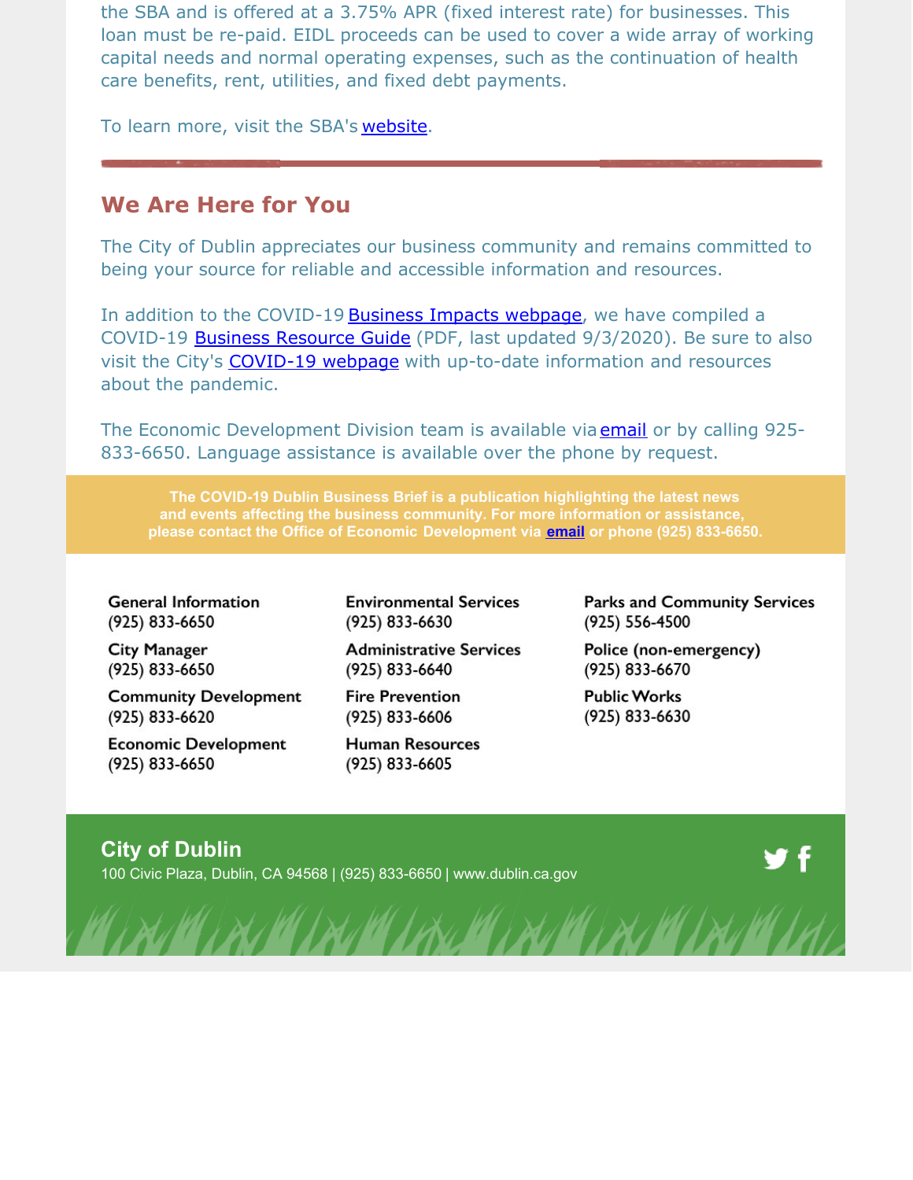the SBA and is offered at a 3.75% APR (fixed interest rate) for businesses. This loan must be re-paid. EIDL proceeds can be used to cover a wide array of working capital needs and normal operating expenses, such as the continuation of health care benefits, rent, utilities, and fixed debt payments.

To learn more, visit the SBA's website.

## We Are Here for You

The City of Dublin appreciates our business community and remains committed to being your source for reliable and accessible information and resources.

In addition to the COVID-19 Business Impacts webpage, we have compiled a COVID-19 Business Resource Guide (PDF, last updated 9/3/2020). Be sure to also visit the City's COVID-19 webpage with up-to-date information and resources about the pandemic.

The Economic Development Division team is available via email or by calling 925-833-6650. Language assistance is available over the phone by request.

**The COVID-19 Dublin Business Brief is a publication highlighting the latest news and events affecting the business community. For more information or assistance, please contact the Office of Economic Development via email or phone (925) 833-6650.**

**General Information**
(925) 833-6650

**City Manager**
(925) 833-6650

**Community Development**
(925) 833-6620

**Economic Development**
(925) 833-6650

**Environmental Services**
(925) 833-6630

**Administrative Services**
(925) 833-6640

**Fire Prevention**
(925) 833-6606

**Human Resources**
(925) 833-6605

**Parks and Community Services**
(925) 556-4500

**Police (non-emergency)**
(925) 833-6670

**Public Works**
(925) 833-6630

**City of Dublin**
100 Civic Plaza, Dublin, CA 94568 | (925) 833-6650 | www.dublin.ca.gov